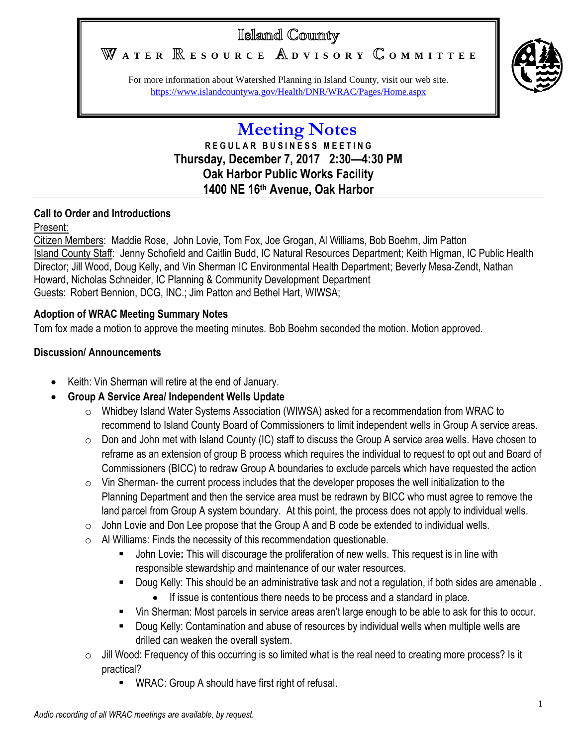# Island County

## WATER RESOURCE ADVISORY COMMITTEE

For more information about Watershed Planning in Island County, visit our web site.
https://www.islandcountywa.gov/Health/DNR/WRAC/Pages/Home.aspx

# Meeting Notes

**REGULAR BUSINESS MEETING**
**Thursday, December 7, 2017 2:30—4:30 PM**
**Oak Harbor Public Works Facility**
**1400 NE 16th Avenue, Oak Harbor**

**Call to Order and Introductions**

Present:

Citizen Members: Maddie Rose, John Lovie, Tom Fox, Joe Grogan, Al Williams, Bob Boehm, Jim Patton

Island County Staff: Jenny Schofield and Caitlin Budd, IC Natural Resources Department; Keith Higman, IC Public Health Director; Jill Wood, Doug Kelly, and Vin Sherman IC Environmental Health Department; Beverly Mesa-Zendt, Nathan Howard, Nicholas Schneider, IC Planning & Community Development Department

Guests: Robert Bennion, DCG, INC.; Jim Patton and Bethel Hart, WIWSA;

**Adoption of WRAC Meeting Summary Notes**

Tom fox made a motion to approve the meeting minutes. Bob Boehm seconded the motion. Motion approved.

**Discussion/ Announcements**

- Keith: Vin Sherman will retire at the end of January.
- **Group A Service Area/ Independent Wells Update**
  - Whidbey Island Water Systems Association (WIWSA) asked for a recommendation from WRAC to recommend to Island County Board of Commissioners to limit independent wells in Group A service areas.
  - Don and John met with Island County (IC) staff to discuss the Group A service area wells. Have chosen to reframe as an extension of group B process which requires the individual to request to opt out and Board of Commissioners (BICC) to redraw Group A boundaries to exclude parcels which have requested the action
  - Vin Sherman- the current process includes that the developer proposes the well initialization to the Planning Department and then the service area must be redrawn by BICC who must agree to remove the land parcel from Group A system boundary. At this point, the process does not apply to individual wells.
  - John Lovie and Don Lee propose that the Group A and B code be extended to individual wells.
  - Al Williams: Finds the necessity of this recommendation questionable.
    - John Lovie**:** This will discourage the proliferation of new wells. This request is in line with responsible stewardship and maintenance of our water resources.
    - Doug Kelly: This should be an administrative task and not a regulation, if both sides are amenable .
      - If issue is contentious there needs to be process and a standard in place.
    - Vin Sherman: Most parcels in service areas aren't large enough to be able to ask for this to occur.
    - Doug Kelly: Contamination and abuse of resources by individual wells when multiple wells are drilled can weaken the overall system.
  - Jill Wood: Frequency of this occurring is so limited what is the real need to creating more process? Is it practical?
    - WRAC: Group A should have first right of refusal.

*Audio recording of all WRAC meetings are available, by request.*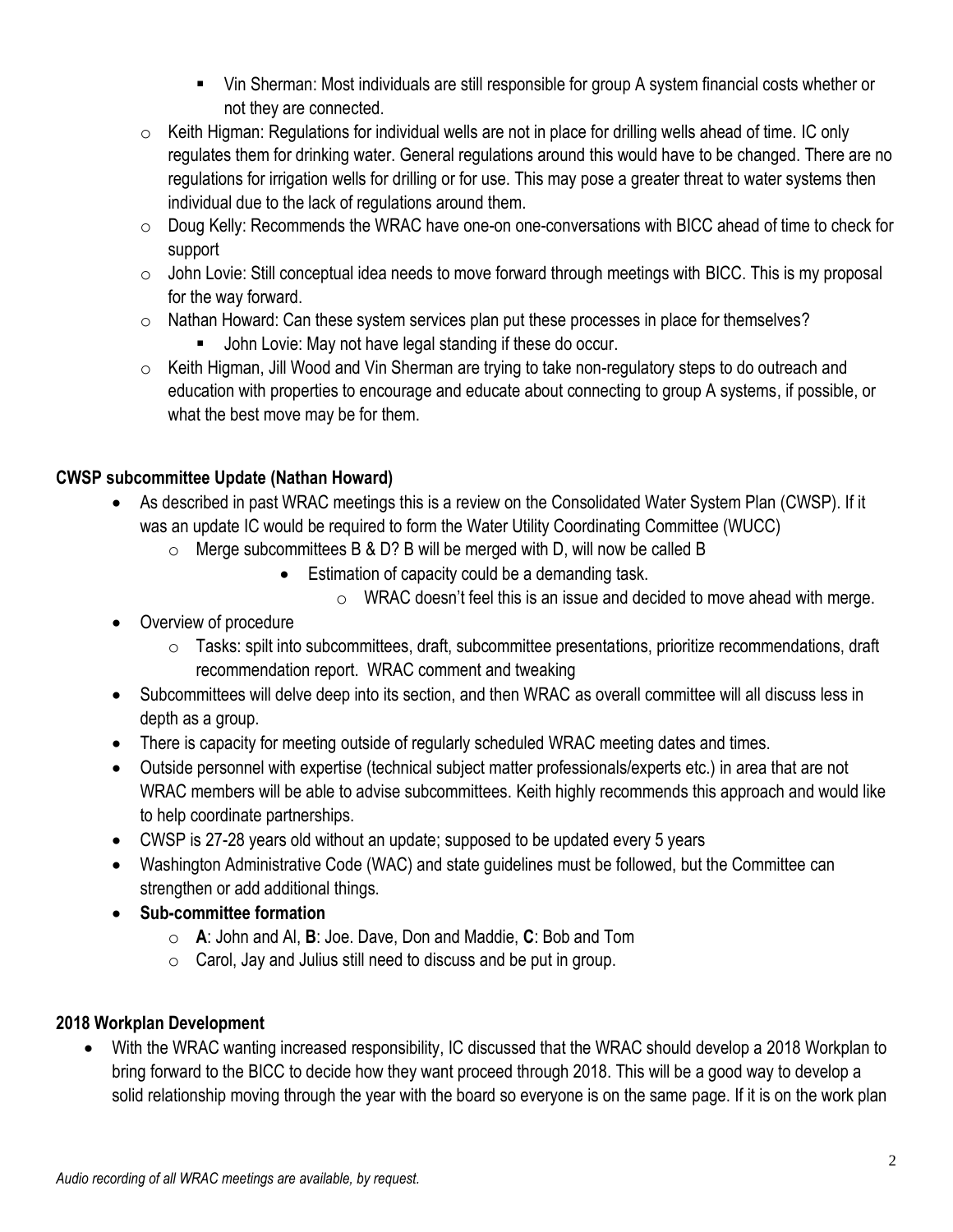- Vin Sherman: Most individuals are still responsible for group A system financial costs whether or not they are connected.
  - Keith Higman: Regulations for individual wells are not in place for drilling wells ahead of time. IC only regulates them for drinking water. General regulations around this would have to be changed. There are no regulations for irrigation wells for drilling or for use. This may pose a greater threat to water systems then individual due to the lack of regulations around them.
  - Doug Kelly: Recommends the WRAC have one-on one-conversations with BICC ahead of time to check for support
  - John Lovie: Still conceptual idea needs to move forward through meetings with BICC. This is my proposal for the way forward.
  - Nathan Howard: Can these system services plan put these processes in place for themselves?
    - John Lovie: May not have legal standing if these do occur.
  - Keith Higman, Jill Wood and Vin Sherman are trying to take non-regulatory steps to do outreach and education with properties to encourage and educate about connecting to group A systems, if possible, or what the best move may be for them.

**CWSP subcommittee Update (Nathan Howard)**

- As described in past WRAC meetings this is a review on the Consolidated Water System Plan (CWSP). If it was an update IC would be required to form the Water Utility Coordinating Committee (WUCC)
  - Merge subcommittees B & D? B will be merged with D, will now be called B
    - Estimation of capacity could be a demanding task.
      - WRAC doesn't feel this is an issue and decided to move ahead with merge.
- Overview of procedure
  - Tasks: spilt into subcommittees, draft, subcommittee presentations, prioritize recommendations, draft recommendation report. WRAC comment and tweaking
- Subcommittees will delve deep into its section, and then WRAC as overall committee will all discuss less in depth as a group.
- There is capacity for meeting outside of regularly scheduled WRAC meeting dates and times.
- Outside personnel with expertise (technical subject matter professionals/experts etc.) in area that are not WRAC members will be able to advise subcommittees. Keith highly recommends this approach and would like to help coordinate partnerships.
- CWSP is 27-28 years old without an update; supposed to be updated every 5 years
- Washington Administrative Code (WAC) and state guidelines must be followed, but the Committee can strengthen or add additional things.
- **Sub-committee formation**
  - **A**: John and Al, **B**: Joe. Dave, Don and Maddie, **C**: Bob and Tom
  - Carol, Jay and Julius still need to discuss and be put in group.

**2018 Workplan Development**

- With the WRAC wanting increased responsibility, IC discussed that the WRAC should develop a 2018 Workplan to bring forward to the BICC to decide how they want proceed through 2018. This will be a good way to develop a solid relationship moving through the year with the board so everyone is on the same page. If it is on the work plan

*Audio recording of all WRAC meetings are available, by request.*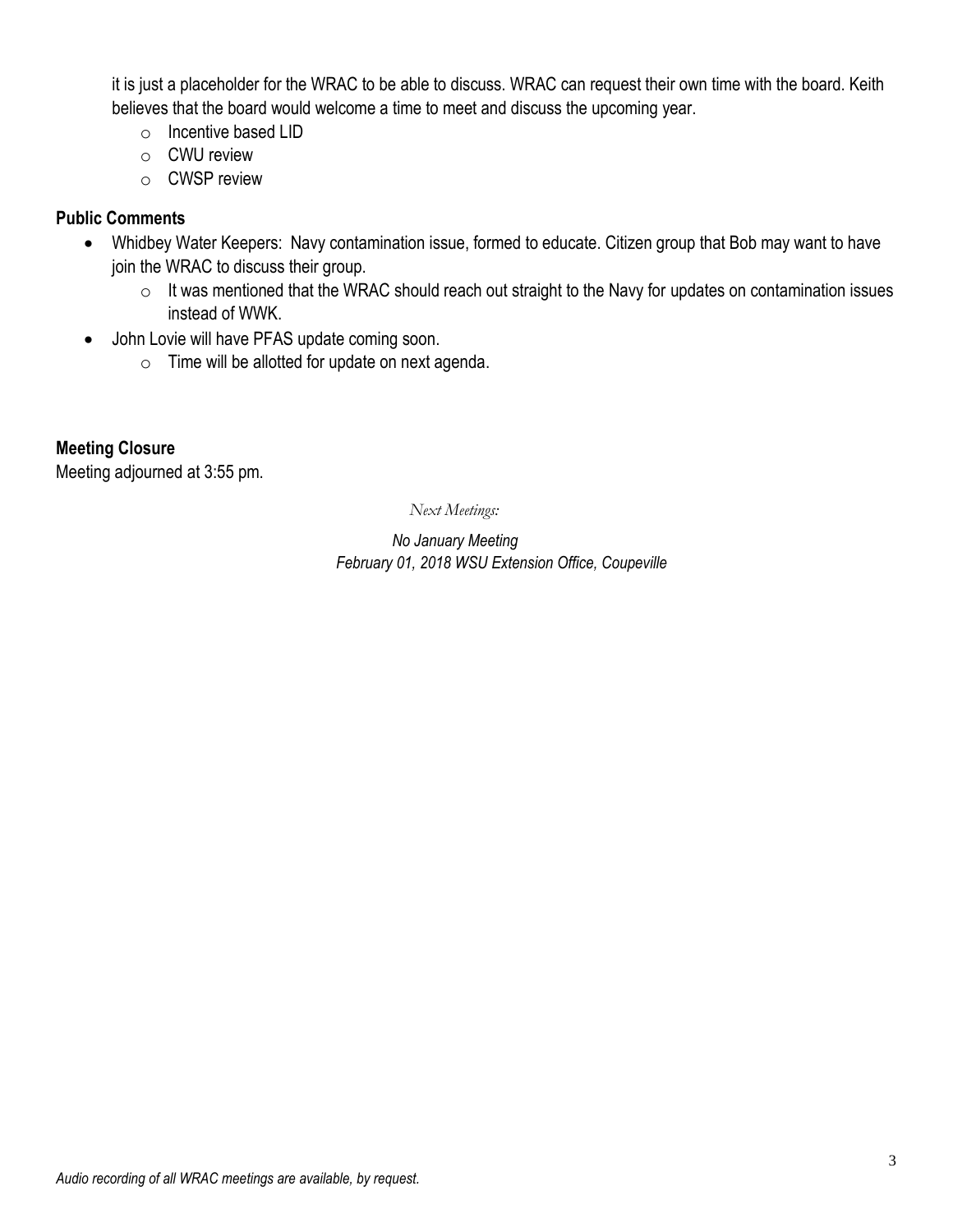it is just a placeholder for the WRAC to be able to discuss. WRAC can request their own time with the board. Keith believes that the board would welcome a time to meet and discuss the upcoming year.

- Incentive based LID
- CWU review
- CWSP review

**Public Comments**

- Whidbey Water Keepers: Navy contamination issue, formed to educate. Citizen group that Bob may want to have join the WRAC to discuss their group.
  - It was mentioned that the WRAC should reach out straight to the Navy for updates on contamination issues instead of WWK.
- John Lovie will have PFAS update coming soon.
  - Time will be allotted for update on next agenda.

**Meeting Closure**

Meeting adjourned at 3:55 pm.

*Next Meetings:*

*No January Meeting*

*February 01, 2018 WSU Extension Office, Coupeville*

*Audio recording of all WRAC meetings are available, by request.*